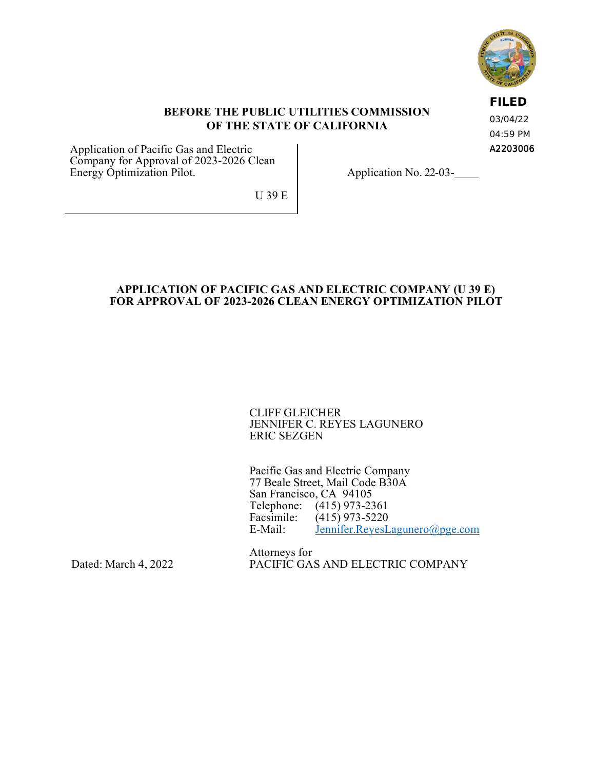FILED
03/04/22
04:59 PM
A2203006

**BEFORE THE PUBLIC UTILITIES COMMISSION OF THE STATE OF CALIFORNIA**

| | |
|---|---|
| Application of Pacific Gas and Electric Company for Approval of 2023-2026 Clean Energy Optimization Pilot.<br><br>U 39 E | Application No. 22-03-____ |

**APPLICATION OF PACIFIC GAS AND ELECTRIC COMPANY (U 39 E) FOR APPROVAL OF 2023-2026 CLEAN ENERGY OPTIMIZATION PILOT**

CLIFF GLEICHER
JENNIFER C. REYES LAGUNERO
ERIC SEZGEN

Pacific Gas and Electric Company
77 Beale Street, Mail Code B30A
San Francisco, CA 94105
Telephone: (415) 973-2361
Facsimile: (415) 973-5220
E-Mail: Jennifer.ReyesLagunero@pge.com

Attorneys for
PACIFIC GAS AND ELECTRIC COMPANY

Dated: March 4, 2022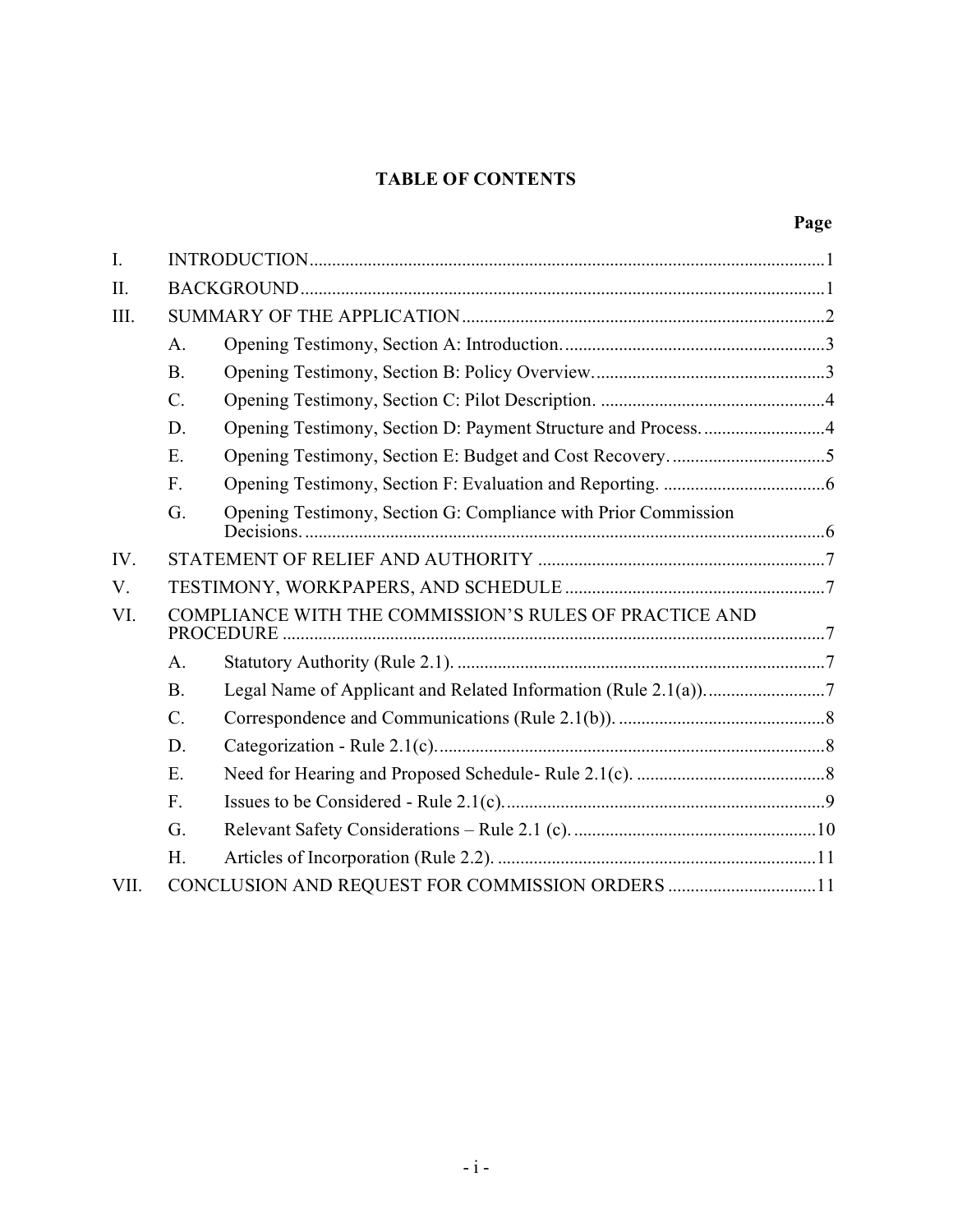# TABLE OF CONTENTS

| | | Page |
|---|---|---|
| I. | INTRODUCTION | 1 |
| II. | BACKGROUND | 1 |
| III. | SUMMARY OF THE APPLICATION | 2 |
| | A. Opening Testimony, Section A: Introduction. | 3 |
| | B. Opening Testimony, Section B: Policy Overview. | 3 |
| | C. Opening Testimony, Section C: Pilot Description. | 4 |
| | D. Opening Testimony, Section D: Payment Structure and Process. | 4 |
| | E. Opening Testimony, Section E: Budget and Cost Recovery. | 5 |
| | F. Opening Testimony, Section F: Evaluation and Reporting. | 6 |
| | G. Opening Testimony, Section G: Compliance with Prior Commission Decisions. | 6 |
| IV. | STATEMENT OF RELIEF AND AUTHORITY | 7 |
| V. | TESTIMONY, WORKPAPERS, AND SCHEDULE | 7 |
| VI. | COMPLIANCE WITH THE COMMISSION'S RULES OF PRACTICE AND PROCEDURE | 7 |
| | A. Statutory Authority (Rule 2.1). | 7 |
| | B. Legal Name of Applicant and Related Information (Rule 2.1(a)). | 7 |
| | C. Correspondence and Communications (Rule 2.1(b)). | 8 |
| | D. Categorization - Rule 2.1(c). | 8 |
| | E. Need for Hearing and Proposed Schedule- Rule 2.1(c). | 8 |
| | F. Issues to be Considered - Rule 2.1(c). | 9 |
| | G. Relevant Safety Considerations – Rule 2.1 (c). | 10 |
| | H. Articles of Incorporation (Rule 2.2). | 11 |
| VII. | CONCLUSION AND REQUEST FOR COMMISSION ORDERS | 11 |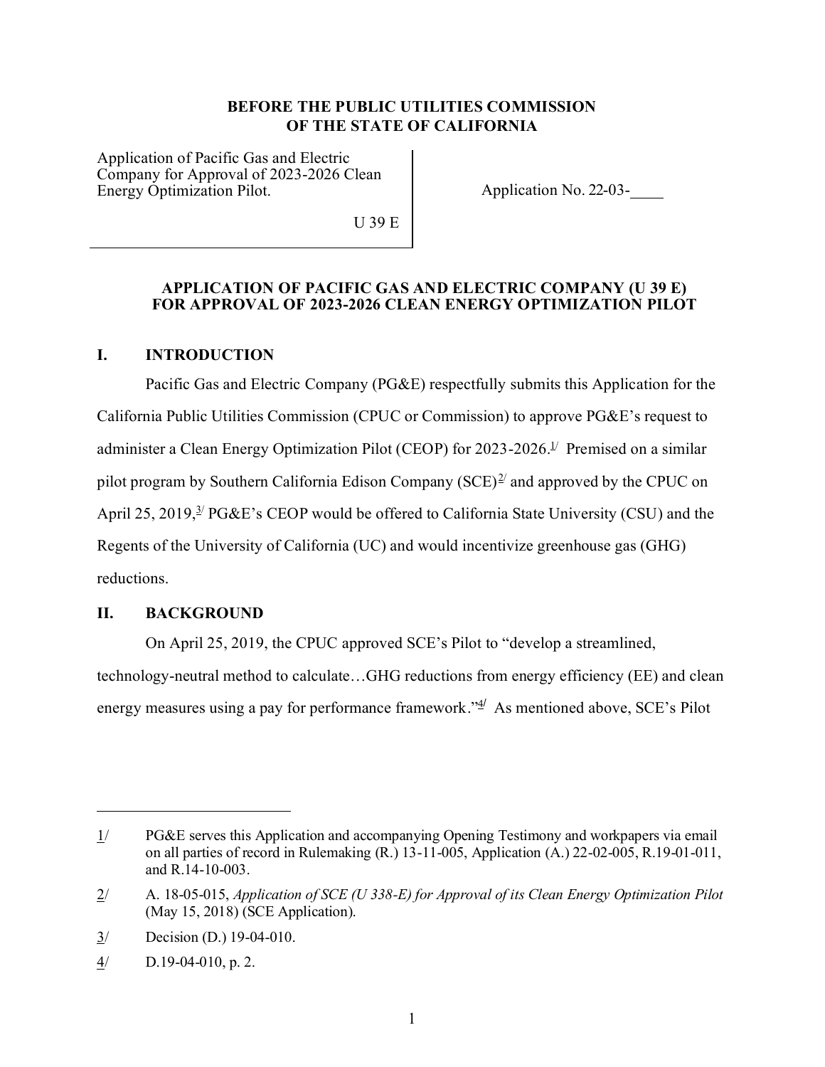**BEFORE THE PUBLIC UTILITIES COMMISSION**
**OF THE STATE OF CALIFORNIA**

| Application of Pacific Gas and Electric Company for Approval of 2023-2026 Clean Energy Optimization Pilot. U 39 E | Application No. 22-03-____ |
| --- | --- |

**APPLICATION OF PACIFIC GAS AND ELECTRIC COMPANY (U 39 E) FOR APPROVAL OF 2023-2026 CLEAN ENERGY OPTIMIZATION PILOT**

## I. INTRODUCTION

Pacific Gas and Electric Company (PG&E) respectfully submits this Application for the California Public Utilities Commission (CPUC or Commission) to approve PG&E's request to administer a Clean Energy Optimization Pilot (CEOP) for 2023-2026.[1/] Premised on a similar pilot program by Southern California Edison Company (SCE)[2/] and approved by the CPUC on April 25, 2019,[3/] PG&E's CEOP would be offered to California State University (CSU) and the Regents of the University of California (UC) and would incentivize greenhouse gas (GHG) reductions.

## II. BACKGROUND

On April 25, 2019, the CPUC approved SCE's Pilot to "develop a streamlined, technology-neutral method to calculate…GHG reductions from energy efficiency (EE) and clean energy measures using a pay for performance framework."[4/] As mentioned above, SCE's Pilot

---

1/ PG&E serves this Application and accompanying Opening Testimony and workpapers via email on all parties of record in Rulemaking (R.) 13-11-005, Application (A.) 22-02-005, R.19-01-011, and R.14-10-003.

2/ A. 18-05-015, *Application of SCE (U 338-E) for Approval of its Clean Energy Optimization Pilot* (May 15, 2018) (SCE Application).

3/ Decision (D.) 19-04-010.

4/ D.19-04-010, p. 2.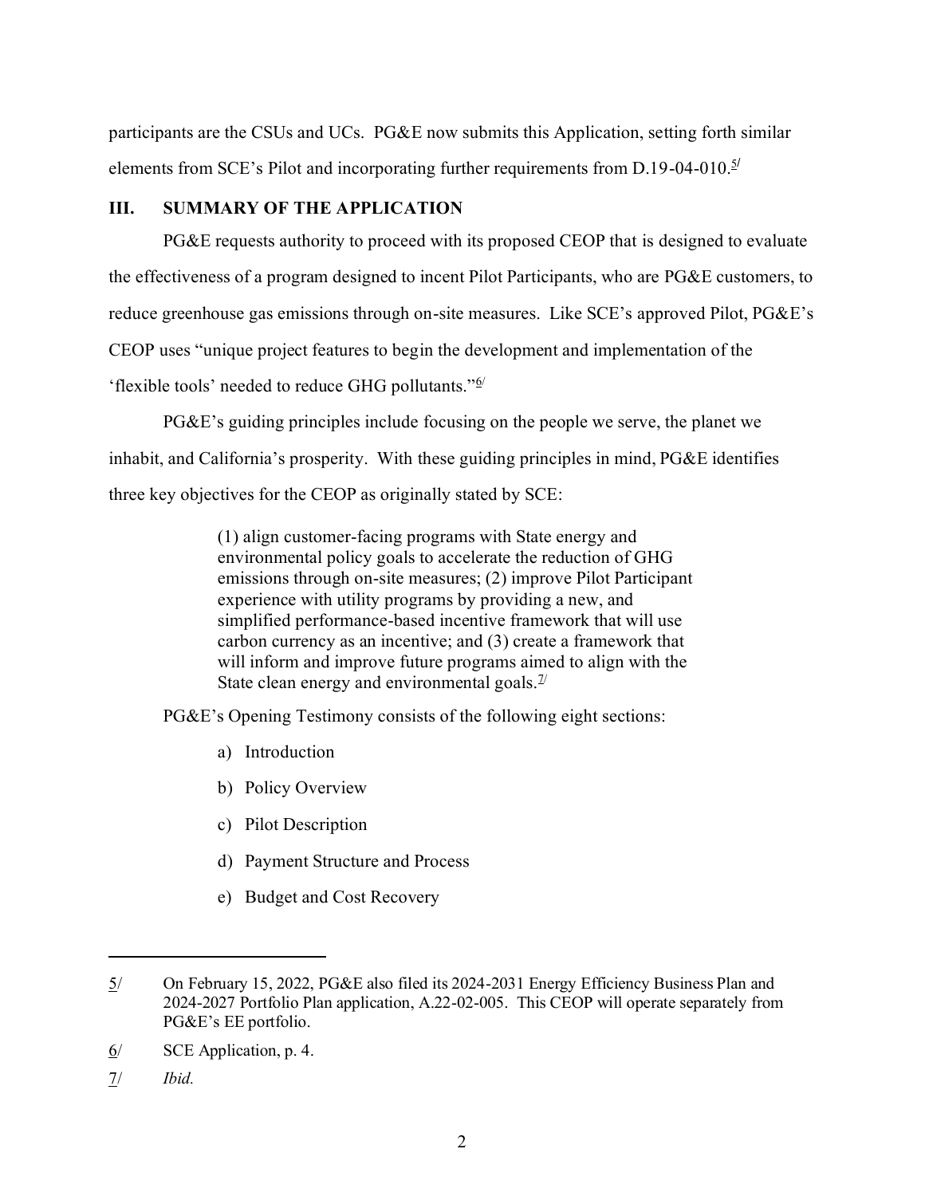participants are the CSUs and UCs. PG&E now submits this Application, setting forth similar elements from SCE's Pilot and incorporating further requirements from D.19-04-010.[5/]

## III. SUMMARY OF THE APPLICATION

PG&E requests authority to proceed with its proposed CEOP that is designed to evaluate the effectiveness of a program designed to incent Pilot Participants, who are PG&E customers, to reduce greenhouse gas emissions through on-site measures. Like SCE's approved Pilot, PG&E's CEOP uses "unique project features to begin the development and implementation of the 'flexible tools' needed to reduce GHG pollutants."[6/]

PG&E's guiding principles include focusing on the people we serve, the planet we inhabit, and California's prosperity. With these guiding principles in mind, PG&E identifies three key objectives for the CEOP as originally stated by SCE:

> (1) align customer-facing programs with State energy and environmental policy goals to accelerate the reduction of GHG emissions through on-site measures; (2) improve Pilot Participant experience with utility programs by providing a new, and simplified performance-based incentive framework that will use carbon currency as an incentive; and (3) create a framework that will inform and improve future programs aimed to align with the State clean energy and environmental goals.[7/]

PG&E's Opening Testimony consists of the following eight sections:

a) Introduction

b) Policy Overview

c) Pilot Description

d) Payment Structure and Process

e) Budget and Cost Recovery

---

5/ On February 15, 2022, PG&E also filed its 2024-2031 Energy Efficiency Business Plan and 2024-2027 Portfolio Plan application, A.22-02-005. This CEOP will operate separately from PG&E's EE portfolio.

6/ SCE Application, p. 4.

7/ *Ibid.*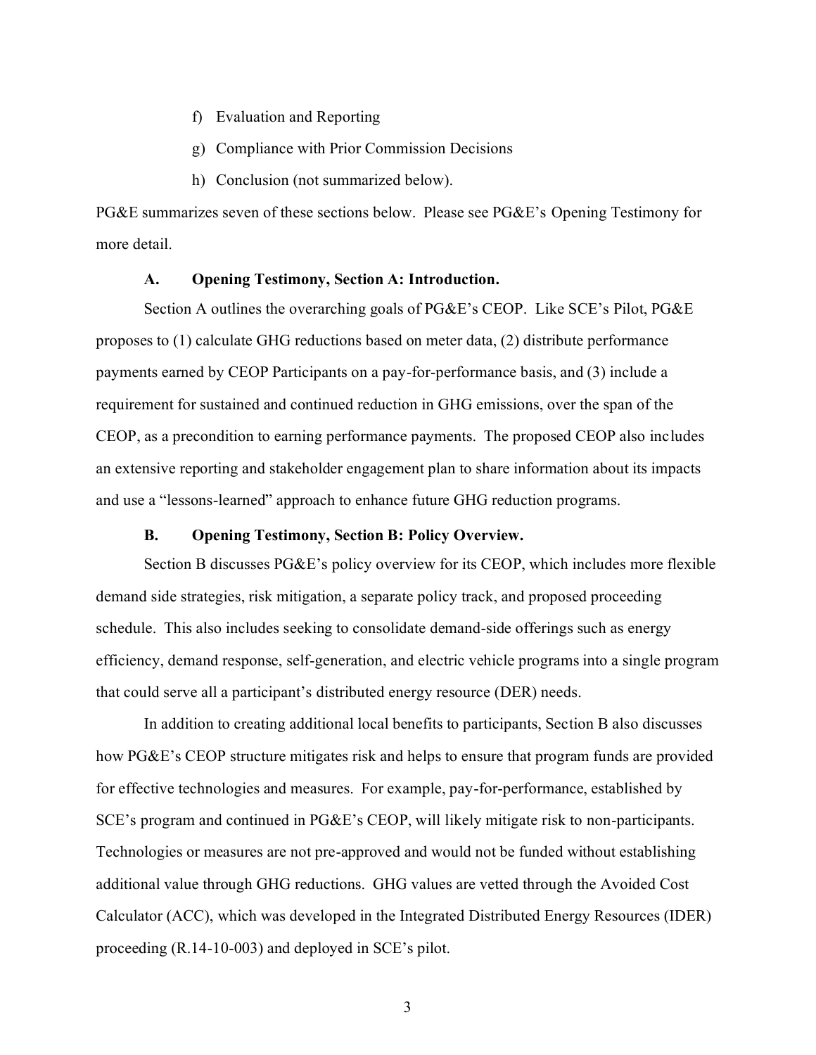f) Evaluation and Reporting

g) Compliance with Prior Commission Decisions

h) Conclusion (not summarized below).

PG&E summarizes seven of these sections below. Please see PG&E's Opening Testimony for more detail.

### A. Opening Testimony, Section A: Introduction.

Section A outlines the overarching goals of PG&E's CEOP. Like SCE's Pilot, PG&E proposes to (1) calculate GHG reductions based on meter data, (2) distribute performance payments earned by CEOP Participants on a pay-for-performance basis, and (3) include a requirement for sustained and continued reduction in GHG emissions, over the span of the CEOP, as a precondition to earning performance payments. The proposed CEOP also includes an extensive reporting and stakeholder engagement plan to share information about its impacts and use a "lessons-learned" approach to enhance future GHG reduction programs.

### B. Opening Testimony, Section B: Policy Overview.

Section B discusses PG&E's policy overview for its CEOP, which includes more flexible demand side strategies, risk mitigation, a separate policy track, and proposed proceeding schedule. This also includes seeking to consolidate demand-side offerings such as energy efficiency, demand response, self-generation, and electric vehicle programs into a single program that could serve all a participant's distributed energy resource (DER) needs.

In addition to creating additional local benefits to participants, Section B also discusses how PG&E's CEOP structure mitigates risk and helps to ensure that program funds are provided for effective technologies and measures. For example, pay-for-performance, established by SCE's program and continued in PG&E's CEOP, will likely mitigate risk to non-participants. Technologies or measures are not pre-approved and would not be funded without establishing additional value through GHG reductions. GHG values are vetted through the Avoided Cost Calculator (ACC), which was developed in the Integrated Distributed Energy Resources (IDER) proceeding (R.14-10-003) and deployed in SCE's pilot.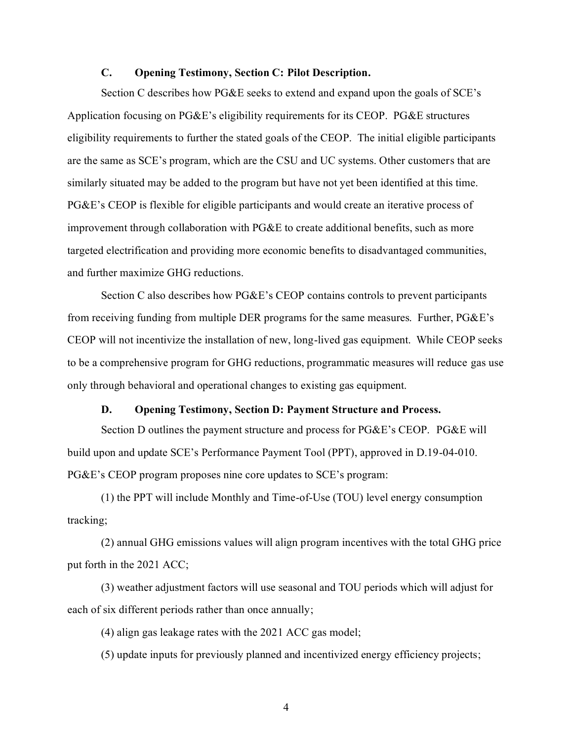### C. Opening Testimony, Section C: Pilot Description.

Section C describes how PG&E seeks to extend and expand upon the goals of SCE's Application focusing on PG&E's eligibility requirements for its CEOP. PG&E structures eligibility requirements to further the stated goals of the CEOP. The initial eligible participants are the same as SCE's program, which are the CSU and UC systems. Other customers that are similarly situated may be added to the program but have not yet been identified at this time. PG&E's CEOP is flexible for eligible participants and would create an iterative process of improvement through collaboration with PG&E to create additional benefits, such as more targeted electrification and providing more economic benefits to disadvantaged communities, and further maximize GHG reductions.

Section C also describes how PG&E's CEOP contains controls to prevent participants from receiving funding from multiple DER programs for the same measures. Further, PG&E's CEOP will not incentivize the installation of new, long-lived gas equipment. While CEOP seeks to be a comprehensive program for GHG reductions, programmatic measures will reduce gas use only through behavioral and operational changes to existing gas equipment.

### D. Opening Testimony, Section D: Payment Structure and Process.

Section D outlines the payment structure and process for PG&E's CEOP. PG&E will build upon and update SCE's Performance Payment Tool (PPT), approved in D.19-04-010. PG&E's CEOP program proposes nine core updates to SCE's program:

(1) the PPT will include Monthly and Time-of-Use (TOU) level energy consumption tracking;

(2) annual GHG emissions values will align program incentives with the total GHG price put forth in the 2021 ACC;

(3) weather adjustment factors will use seasonal and TOU periods which will adjust for each of six different periods rather than once annually;

(4) align gas leakage rates with the 2021 ACC gas model;

(5) update inputs for previously planned and incentivized energy efficiency projects;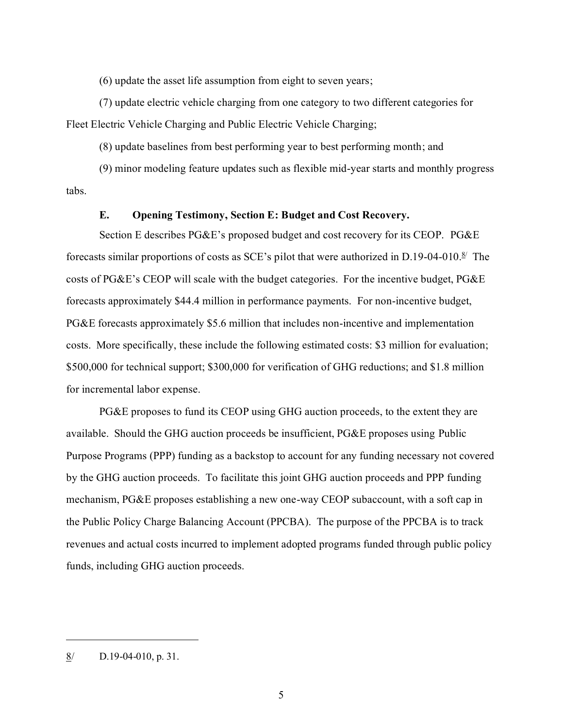(6) update the asset life assumption from eight to seven years;

(7) update electric vehicle charging from one category to two different categories for Fleet Electric Vehicle Charging and Public Electric Vehicle Charging;

(8) update baselines from best performing year to best performing month; and

(9) minor modeling feature updates such as flexible mid-year starts and monthly progress tabs.

### E. Opening Testimony, Section E: Budget and Cost Recovery.

Section E describes PG&E's proposed budget and cost recovery for its CEOP. PG&E forecasts similar proportions of costs as SCE's pilot that were authorized in D.19-04-010.[8] The costs of PG&E's CEOP will scale with the budget categories. For the incentive budget, PG&E forecasts approximately $44.4 million in performance payments. For non-incentive budget, PG&E forecasts approximately $5.6 million that includes non-incentive and implementation costs. More specifically, these include the following estimated costs: $3 million for evaluation; $500,000 for technical support; $300,000 for verification of GHG reductions; and $1.8 million for incremental labor expense.

PG&E proposes to fund its CEOP using GHG auction proceeds, to the extent they are available. Should the GHG auction proceeds be insufficient, PG&E proposes using Public Purpose Programs (PPP) funding as a backstop to account for any funding necessary not covered by the GHG auction proceeds. To facilitate this joint GHG auction proceeds and PPP funding mechanism, PG&E proposes establishing a new one-way CEOP subaccount, with a soft cap in the Public Policy Charge Balancing Account (PPCBA). The purpose of the PPCBA is to track revenues and actual costs incurred to implement adopted programs funded through public policy funds, including GHG auction proceeds.

---

8/ D.19-04-010, p. 31.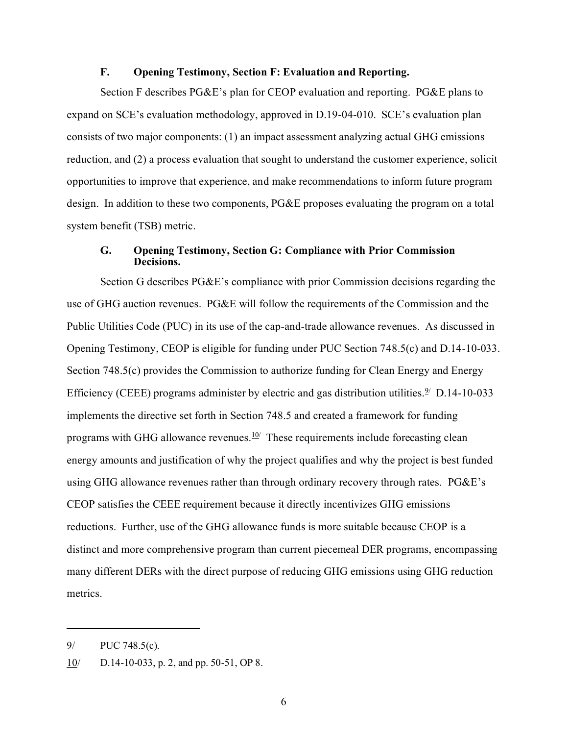### F. Opening Testimony, Section F: Evaluation and Reporting.

Section F describes PG&E's plan for CEOP evaluation and reporting. PG&E plans to expand on SCE's evaluation methodology, approved in D.19-04-010. SCE's evaluation plan consists of two major components: (1) an impact assessment analyzing actual GHG emissions reduction, and (2) a process evaluation that sought to understand the customer experience, solicit opportunities to improve that experience, and make recommendations to inform future program design. In addition to these two components, PG&E proposes evaluating the program on a total system benefit (TSB) metric.

### G. Opening Testimony, Section G: Compliance with Prior Commission Decisions.

Section G describes PG&E's compliance with prior Commission decisions regarding the use of GHG auction revenues. PG&E will follow the requirements of the Commission and the Public Utilities Code (PUC) in its use of the cap-and-trade allowance revenues. As discussed in Opening Testimony, CEOP is eligible for funding under PUC Section 748.5(c) and D.14-10-033. Section 748.5(c) provides the Commission to authorize funding for Clean Energy and Energy Efficiency (CEEE) programs administer by electric and gas distribution utilities.[9] D.14-10-033 implements the directive set forth in Section 748.5 and created a framework for funding programs with GHG allowance revenues.[10] These requirements include forecasting clean energy amounts and justification of why the project qualifies and why the project is best funded using GHG allowance revenues rather than through ordinary recovery through rates. PG&E's CEOP satisfies the CEEE requirement because it directly incentivizes GHG emissions reductions. Further, use of the GHG allowance funds is more suitable because CEOP is a distinct and more comprehensive program than current piecemeal DER programs, encompassing many different DERs with the direct purpose of reducing GHG emissions using GHG reduction metrics.

---

9/ PUC 748.5(c).

10/ D.14-10-033, p. 2, and pp. 50-51, OP 8.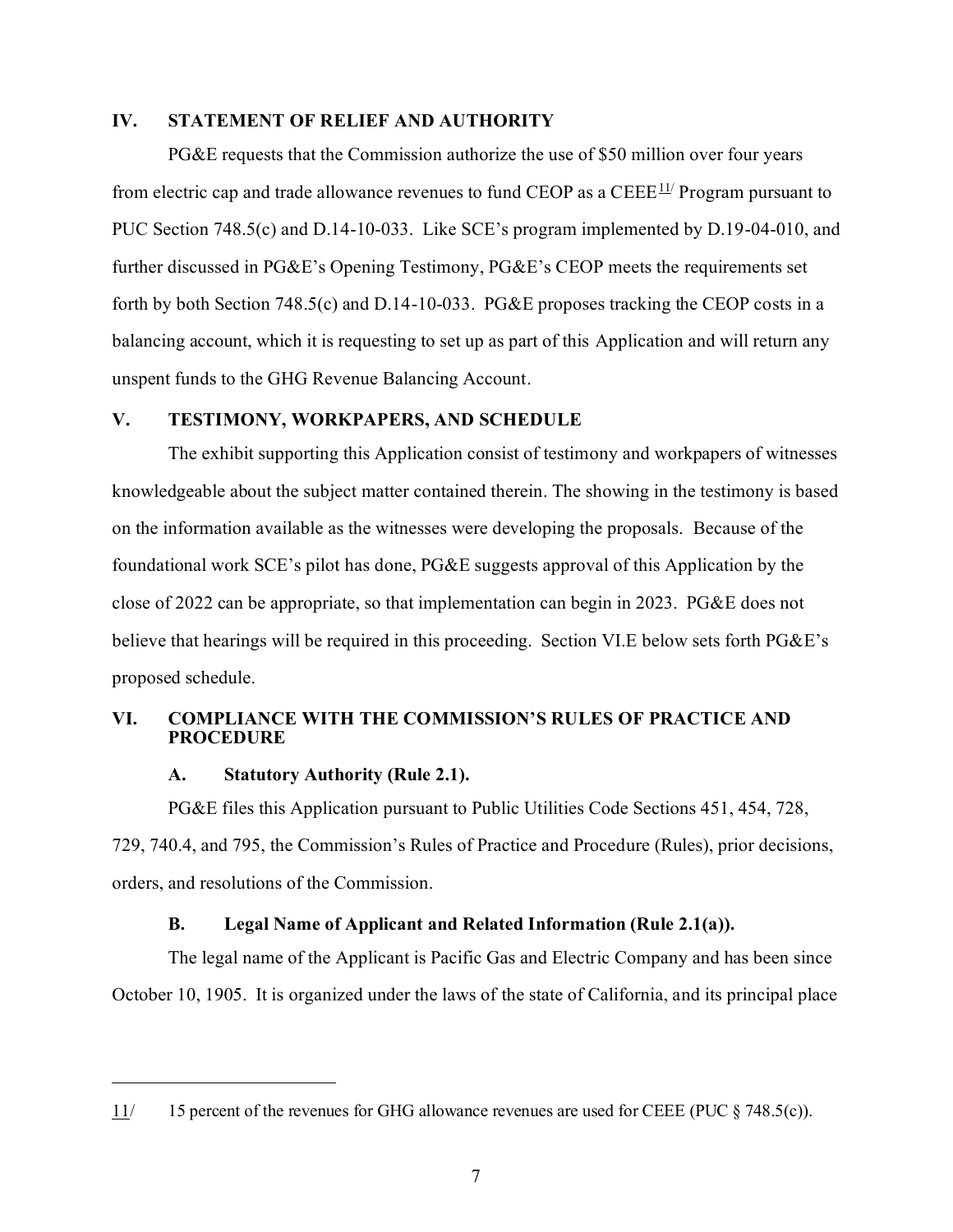## IV. STATEMENT OF RELIEF AND AUTHORITY

PG&E requests that the Commission authorize the use of $50 million over four years from electric cap and trade allowance revenues to fund CEOP as a CEEE[11/] Program pursuant to PUC Section 748.5(c) and D.14-10-033. Like SCE's program implemented by D.19-04-010, and further discussed in PG&E's Opening Testimony, PG&E's CEOP meets the requirements set forth by both Section 748.5(c) and D.14-10-033. PG&E proposes tracking the CEOP costs in a balancing account, which it is requesting to set up as part of this Application and will return any unspent funds to the GHG Revenue Balancing Account.

## V. TESTIMONY, WORKPAPERS, AND SCHEDULE

The exhibit supporting this Application consist of testimony and workpapers of witnesses knowledgeable about the subject matter contained therein. The showing in the testimony is based on the information available as the witnesses were developing the proposals. Because of the foundational work SCE's pilot has done, PG&E suggests approval of this Application by the close of 2022 can be appropriate, so that implementation can begin in 2023. PG&E does not believe that hearings will be required in this proceeding. Section VI.E below sets forth PG&E's proposed schedule.

## VI. COMPLIANCE WITH THE COMMISSION'S RULES OF PRACTICE AND PROCEDURE

### A. Statutory Authority (Rule 2.1).

PG&E files this Application pursuant to Public Utilities Code Sections 451, 454, 728, 729, 740.4, and 795, the Commission's Rules of Practice and Procedure (Rules), prior decisions, orders, and resolutions of the Commission.

### B. Legal Name of Applicant and Related Information (Rule 2.1(a)).

The legal name of the Applicant is Pacific Gas and Electric Company and has been since October 10, 1905. It is organized under the laws of the state of California, and its principal place

---

11/ 15 percent of the revenues for GHG allowance revenues are used for CEEE (PUC § 748.5(c)).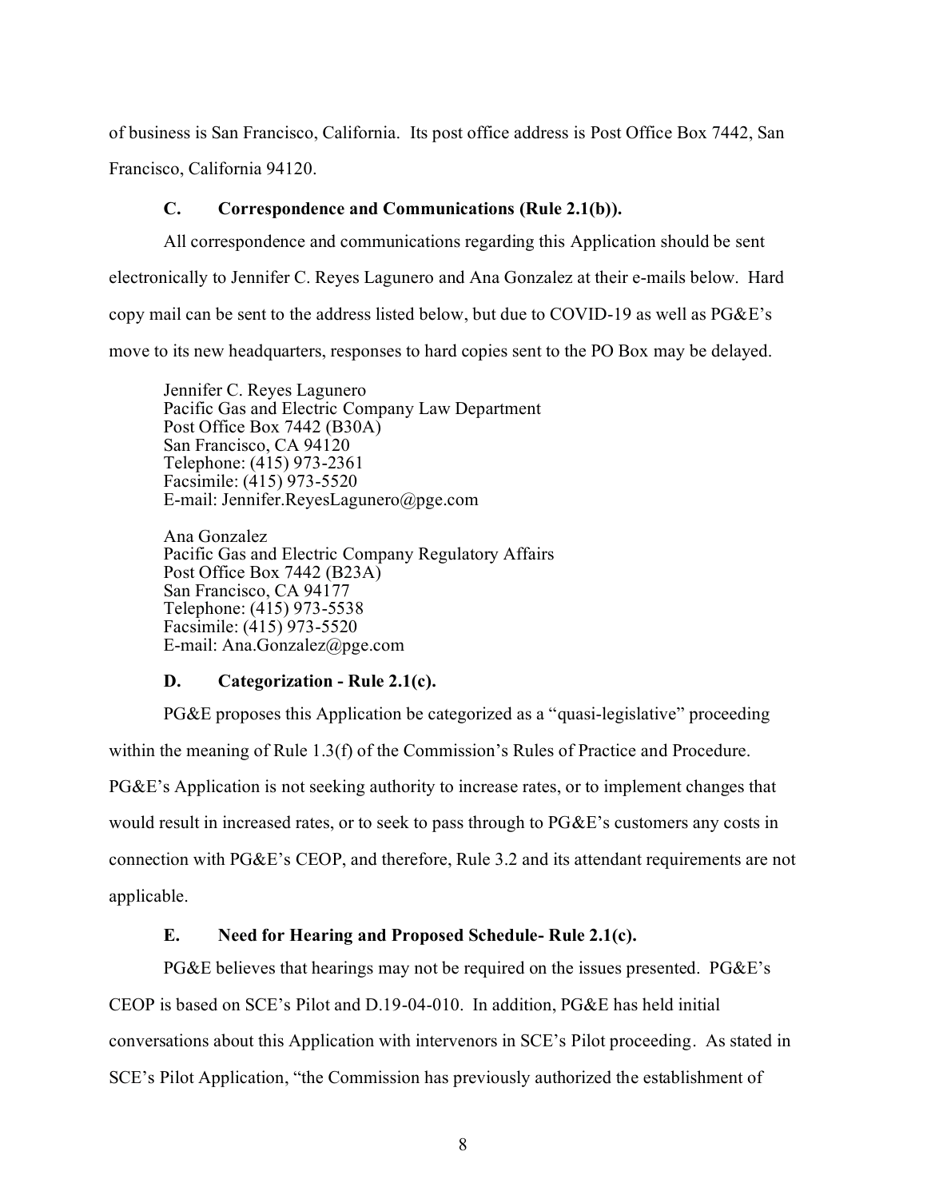of business is San Francisco, California. Its post office address is Post Office Box 7442, San Francisco, California 94120.

### C. Correspondence and Communications (Rule 2.1(b)).

All correspondence and communications regarding this Application should be sent electronically to Jennifer C. Reyes Lagunero and Ana Gonzalez at their e-mails below. Hard copy mail can be sent to the address listed below, but due to COVID-19 as well as PG&E's move to its new headquarters, responses to hard copies sent to the PO Box may be delayed.

Jennifer C. Reyes Lagunero
Pacific Gas and Electric Company Law Department
Post Office Box 7442 (B30A)
San Francisco, CA 94120
Telephone: (415) 973-2361
Facsimile: (415) 973-5520
E-mail: Jennifer.ReyesLagunero@pge.com

Ana Gonzalez
Pacific Gas and Electric Company Regulatory Affairs
Post Office Box 7442 (B23A)
San Francisco, CA 94177
Telephone: (415) 973-5538
Facsimile: (415) 973-5520
E-mail: Ana.Gonzalez@pge.com

### D. Categorization - Rule 2.1(c).

PG&E proposes this Application be categorized as a "quasi-legislative" proceeding within the meaning of Rule 1.3(f) of the Commission's Rules of Practice and Procedure. PG&E's Application is not seeking authority to increase rates, or to implement changes that would result in increased rates, or to seek to pass through to PG&E's customers any costs in connection with PG&E's CEOP, and therefore, Rule 3.2 and its attendant requirements are not applicable.

### E. Need for Hearing and Proposed Schedule- Rule 2.1(c).

PG&E believes that hearings may not be required on the issues presented. PG&E's CEOP is based on SCE's Pilot and D.19-04-010. In addition, PG&E has held initial conversations about this Application with intervenors in SCE's Pilot proceeding. As stated in SCE's Pilot Application, "the Commission has previously authorized the establishment of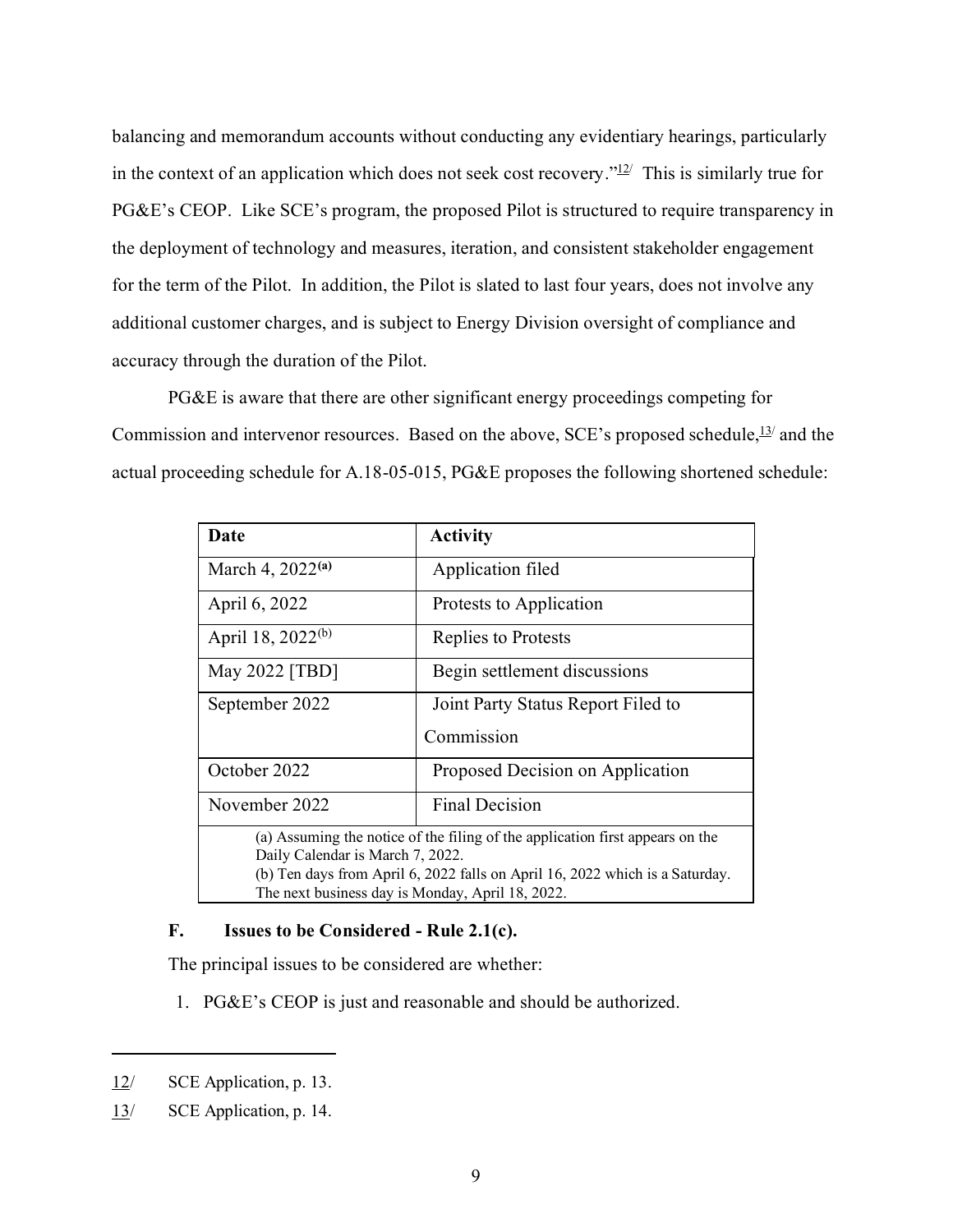balancing and memorandum accounts without conducting any evidentiary hearings, particularly in the context of an application which does not seek cost recovery."[12] This is similarly true for PG&E's CEOP. Like SCE's program, the proposed Pilot is structured to require transparency in the deployment of technology and measures, iteration, and consistent stakeholder engagement for the term of the Pilot. In addition, the Pilot is slated to last four years, does not involve any additional customer charges, and is subject to Energy Division oversight of compliance and accuracy through the duration of the Pilot.

PG&E is aware that there are other significant energy proceedings competing for Commission and intervenor resources. Based on the above, SCE's proposed schedule,[13] and the actual proceeding schedule for A.18-05-015, PG&E proposes the following shortened schedule:

| Date | Activity |
|---|---|
| March 4, 2022[(a)] | Application filed |
| April 6, 2022 | Protests to Application |
| April 18, 2022[(b)] | Replies to Protests |
| May 2022 [TBD] | Begin settlement discussions |
| September 2022 | Joint Party Status Report Filed to Commission |
| October 2022 | Proposed Decision on Application |
| November 2022 | Final Decision |
| (a) Assuming the notice of the filing of the application first appears on the Daily Calendar is March 7, 2022. (b) Ten days from April 6, 2022 falls on April 16, 2022 which is a Saturday. The next business day is Monday, April 18, 2022. | |

### F. Issues to be Considered - Rule 2.1(c).

The principal issues to be considered are whether:

1. PG&E's CEOP is just and reasonable and should be authorized.

---

12/ SCE Application, p. 13.

13/ SCE Application, p. 14.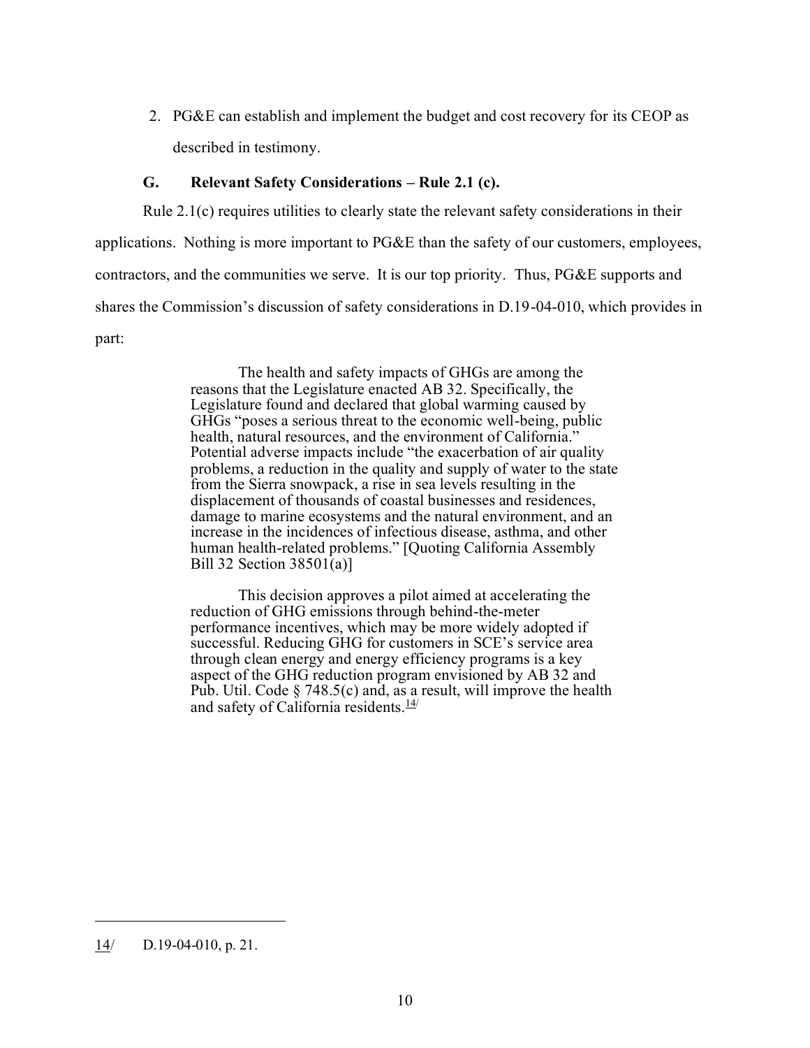2. PG&E can establish and implement the budget and cost recovery for its CEOP as described in testimony.

### G. Relevant Safety Considerations – Rule 2.1 (c).

Rule 2.1(c) requires utilities to clearly state the relevant safety considerations in their applications. Nothing is more important to PG&E than the safety of our customers, employees, contractors, and the communities we serve. It is our top priority. Thus, PG&E supports and shares the Commission's discussion of safety considerations in D.19-04-010, which provides in part:

> The health and safety impacts of GHGs are among the reasons that the Legislature enacted AB 32. Specifically, the Legislature found and declared that global warming caused by GHGs "poses a serious threat to the economic well-being, public health, natural resources, and the environment of California." Potential adverse impacts include "the exacerbation of air quality problems, a reduction in the quality and supply of water to the state from the Sierra snowpack, a rise in sea levels resulting in the displacement of thousands of coastal businesses and residences, damage to marine ecosystems and the natural environment, and an increase in the incidences of infectious disease, asthma, and other human health-related problems." [Quoting California Assembly Bill 32 Section 38501(a)]
>
> This decision approves a pilot aimed at accelerating the reduction of GHG emissions through behind-the-meter performance incentives, which may be more widely adopted if successful. Reducing GHG for customers in SCE's service area through clean energy and energy efficiency programs is a key aspect of the GHG reduction program envisioned by AB 32 and Pub. Util. Code § 748.5(c) and, as a result, will improve the health and safety of California residents.[14/]

---

14/ D.19-04-010, p. 21.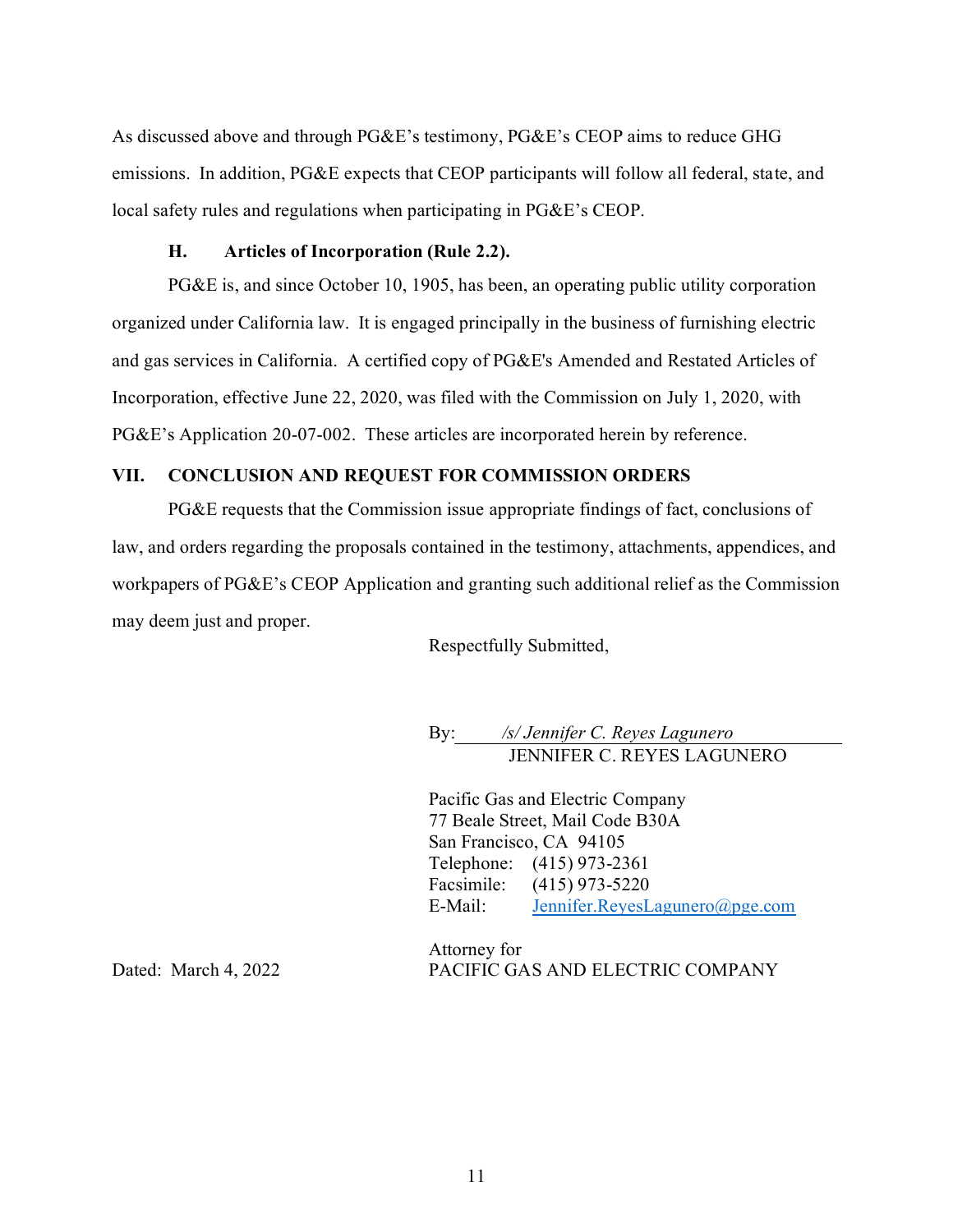As discussed above and through PG&E's testimony, PG&E's CEOP aims to reduce GHG emissions. In addition, PG&E expects that CEOP participants will follow all federal, state, and local safety rules and regulations when participating in PG&E's CEOP.

### H. Articles of Incorporation (Rule 2.2).

PG&E is, and since October 10, 1905, has been, an operating public utility corporation organized under California law. It is engaged principally in the business of furnishing electric and gas services in California. A certified copy of PG&E's Amended and Restated Articles of Incorporation, effective June 22, 2020, was filed with the Commission on July 1, 2020, with PG&E's Application 20-07-002. These articles are incorporated herein by reference.

## VII. CONCLUSION AND REQUEST FOR COMMISSION ORDERS

PG&E requests that the Commission issue appropriate findings of fact, conclusions of law, and orders regarding the proposals contained in the testimony, attachments, appendices, and workpapers of PG&E's CEOP Application and granting such additional relief as the Commission may deem just and proper.

Respectfully Submitted,

By: */s/ Jennifer C. Reyes Lagunero*
JENNIFER C. REYES LAGUNERO

Pacific Gas and Electric Company
77 Beale Street, Mail Code B30A
San Francisco, CA 94105
Telephone: (415) 973-2361
Facsimile: (415) 973-5220
E-Mail: Jennifer.ReyesLagunero@pge.com

Attorney for
PACIFIC GAS AND ELECTRIC COMPANY

Dated: March 4, 2022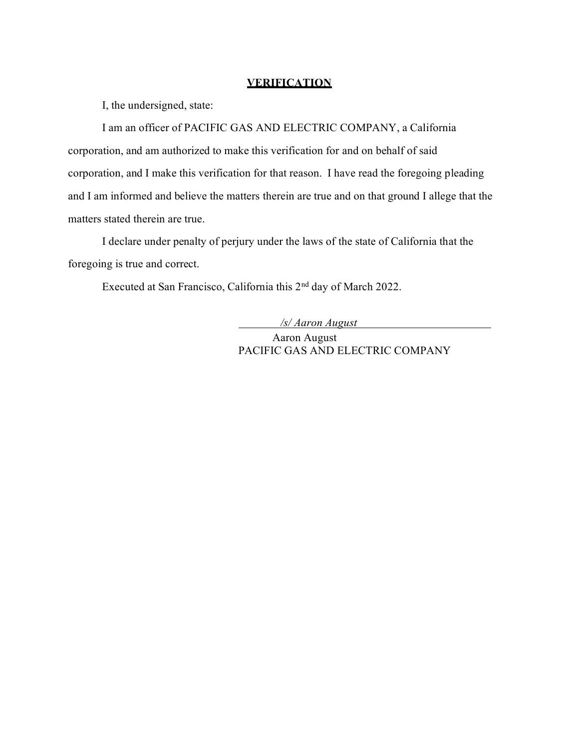# **VERIFICATION**

I, the undersigned, state:

I am an officer of PACIFIC GAS AND ELECTRIC COMPANY, a California corporation, and am authorized to make this verification for and on behalf of said corporation, and I make this verification for that reason. I have read the foregoing pleading and I am informed and believe the matters therein are true and on that ground I allege that the matters stated therein are true.

I declare under penalty of perjury under the laws of the state of California that the foregoing is true and correct.

Executed at San Francisco, California this 2nd day of March 2022.

*/s/ Aaron August*

Aaron August
PACIFIC GAS AND ELECTRIC COMPANY